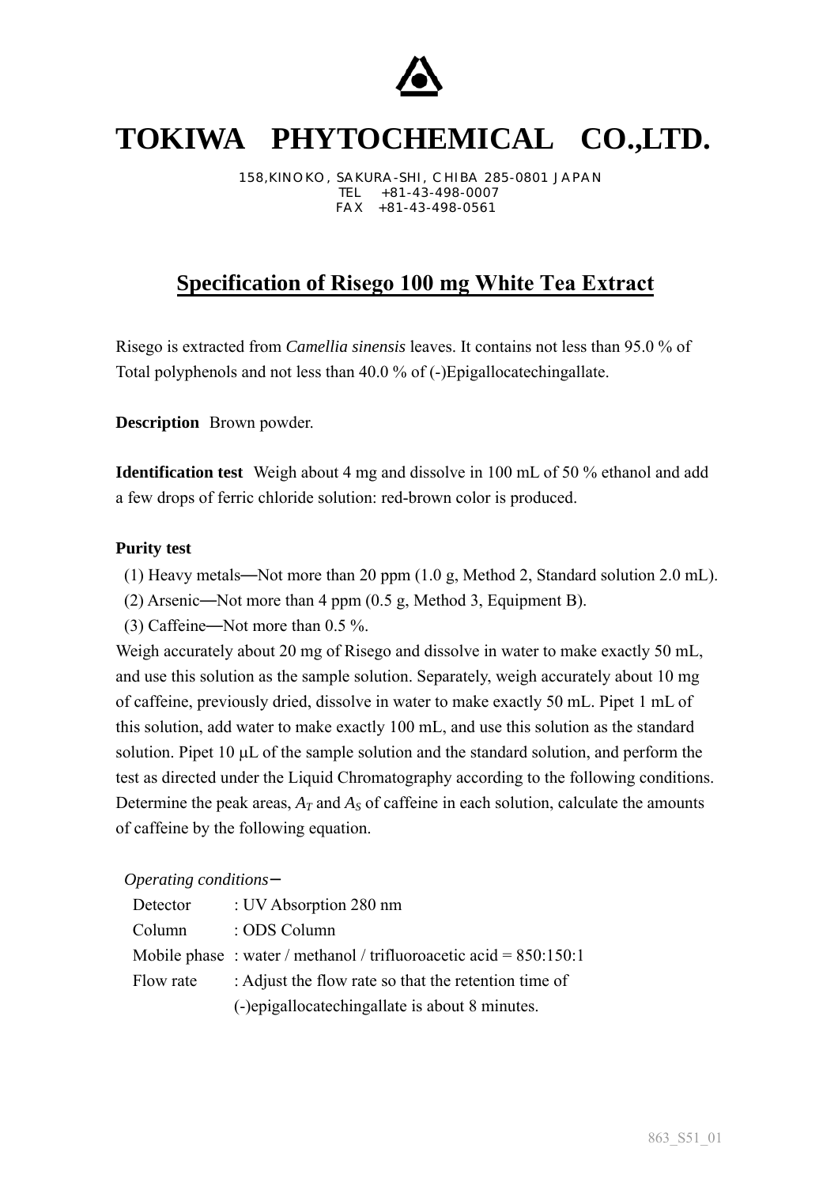# TOKIWA PHYTOCHEMICAL CO.,LTD.

158,KINOKO, SAKURA-SHI, CHIBA 285-0801 JAPAN
TEL +81-43-498-0007
FAX +81-43-498-0561

## Specification of Risego 100 mg White Tea Extract

Risego is extracted from *Camellia sinensis* leaves. It contains not less than 95.0 % of Total polyphenols and not less than 40.0 % of (-)Epigallocatechingallate.

**Description** Brown powder.

**Identification test** Weigh about 4 mg and dissolve in 100 mL of 50 % ethanol and add a few drops of ferric chloride solution: red-brown color is produced.

**Purity test**

(1) Heavy metals―Not more than 20 ppm (1.0 g, Method 2, Standard solution 2.0 mL).

(2) Arsenic―Not more than 4 ppm (0.5 g, Method 3, Equipment B).

(3) Caffeine―Not more than 0.5 %.

Weigh accurately about 20 mg of Risego and dissolve in water to make exactly 50 mL, and use this solution as the sample solution. Separately, weigh accurately about 10 mg of caffeine, previously dried, dissolve in water to make exactly 50 mL. Pipet 1 mL of this solution, add water to make exactly 100 mL, and use this solution as the standard solution. Pipet 10 μL of the sample solution and the standard solution, and perform the test as directed under the Liquid Chromatography according to the following conditions. Determine the peak areas, $A_T$ and $A_S$ of caffeine in each solution, calculate the amounts of caffeine by the following equation.

*Operating conditions*－

Detector : UV Absorption 280 nm

Column : ODS Column

Mobile phase : water / methanol / trifluoroacetic acid = 850:150:1

Flow rate : Adjust the flow rate so that the retention time of (-)epigallocatechingallate is about 8 minutes.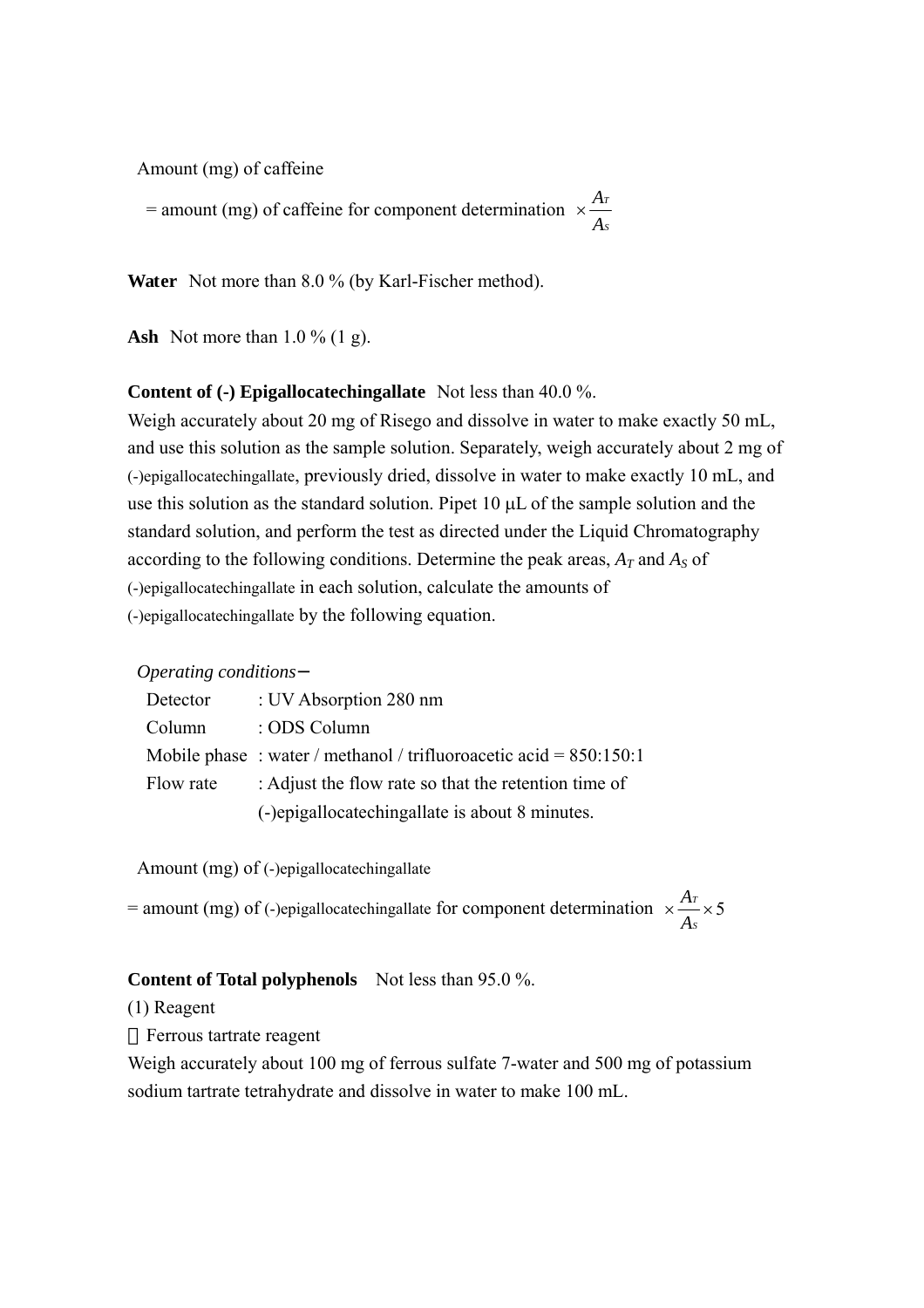Amount (mg) of caffeine

$$= \text{amount (mg) of caffeine for component determination} \times \frac{A_T}{A_S}$$

**Water** Not more than 8.0 % (by Karl-Fischer method).

**Ash** Not more than 1.0 % (1 g).

**Content of (-) Epigallocatechingallate** Not less than 40.0 %.

Weigh accurately about 20 mg of Risego and dissolve in water to make exactly 50 mL, and use this solution as the sample solution. Separately, weigh accurately about 2 mg of (-)epigallocatechingallate, previously dried, dissolve in water to make exactly 10 mL, and use this solution as the standard solution. Pipet 10 μL of the sample solution and the standard solution, and perform the test as directed under the Liquid Chromatography according to the following conditions. Determine the peak areas, $A_T$ and $A_S$ of (-)epigallocatechingallate in each solution, calculate the amounts of (-)epigallocatechingallate by the following equation.

*Operating conditions*−

| | |
|---|---|
| Detector | : UV Absorption 280 nm |
| Column | : ODS Column |
| Mobile phase | : water / methanol / trifluoroacetic acid = 850:150:1 |
| Flow rate | : Adjust the flow rate so that the retention time of (-)epigallocatechingallate is about 8 minutes. |

Amount (mg) of (-)epigallocatechingallate

$$= \text{amount (mg) of (-)epigallocatechingallate for component determination} \times \frac{A_T}{A_S} \times 5$$

**Content of Total polyphenols** Not less than 95.0 %.

(1) Reagent

・Ferrous tartrate reagent

Weigh accurately about 100 mg of ferrous sulfate 7-water and 500 mg of potassium sodium tartrate tetrahydrate and dissolve in water to make 100 mL.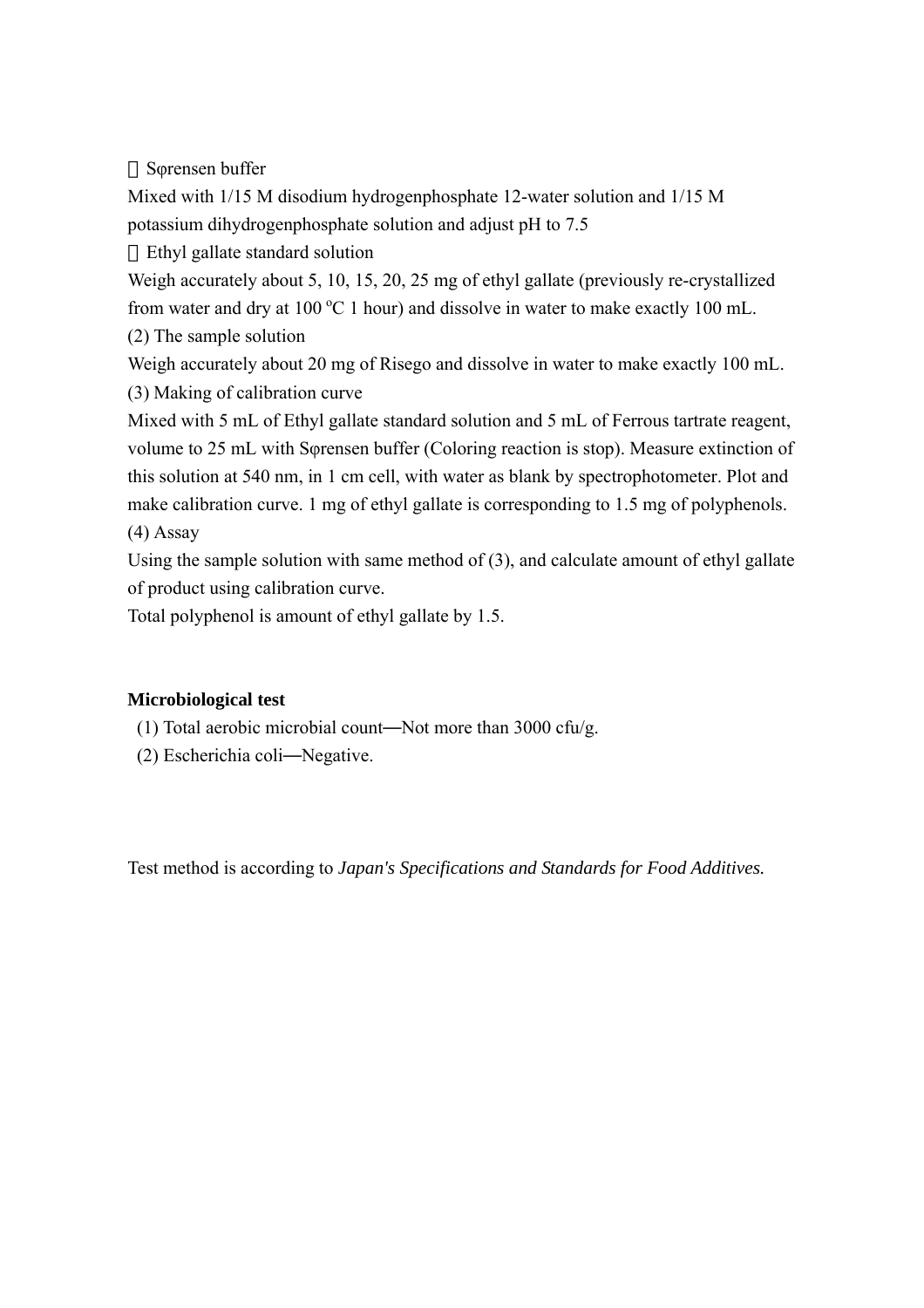Sφrensen buffer

Mixed with 1/15 M disodium hydrogenphosphate 12-water solution and 1/15 M potassium dihydrogenphosphate solution and adjust pH to 7.5

 Ethyl gallate standard solution

Weigh accurately about 5, 10, 15, 20, 25 mg of ethyl gallate (previously re-crystallized from water and dry at 100 $^{o}$C 1 hour) and dissolve in water to make exactly 100 mL.

(2) The sample solution

Weigh accurately about 20 mg of Risego and dissolve in water to make exactly 100 mL.

(3) Making of calibration curve

Mixed with 5 mL of Ethyl gallate standard solution and 5 mL of Ferrous tartrate reagent, volume to 25 mL with Sφrensen buffer (Coloring reaction is stop). Measure extinction of this solution at 540 nm, in 1 cm cell, with water as blank by spectrophotometer. Plot and make calibration curve. 1 mg of ethyl gallate is corresponding to 1.5 mg of polyphenols.

(4) Assay

Using the sample solution with same method of (3), and calculate amount of ethyl gallate of product using calibration curve.

Total polyphenol is amount of ethyl gallate by 1.5.

**Microbiological test**

(1) Total aerobic microbial count―Not more than 3000 cfu/g.

(2) Escherichia coli―Negative.

Test method is according to *Japan's Specifications and Standards for Food Additives.*